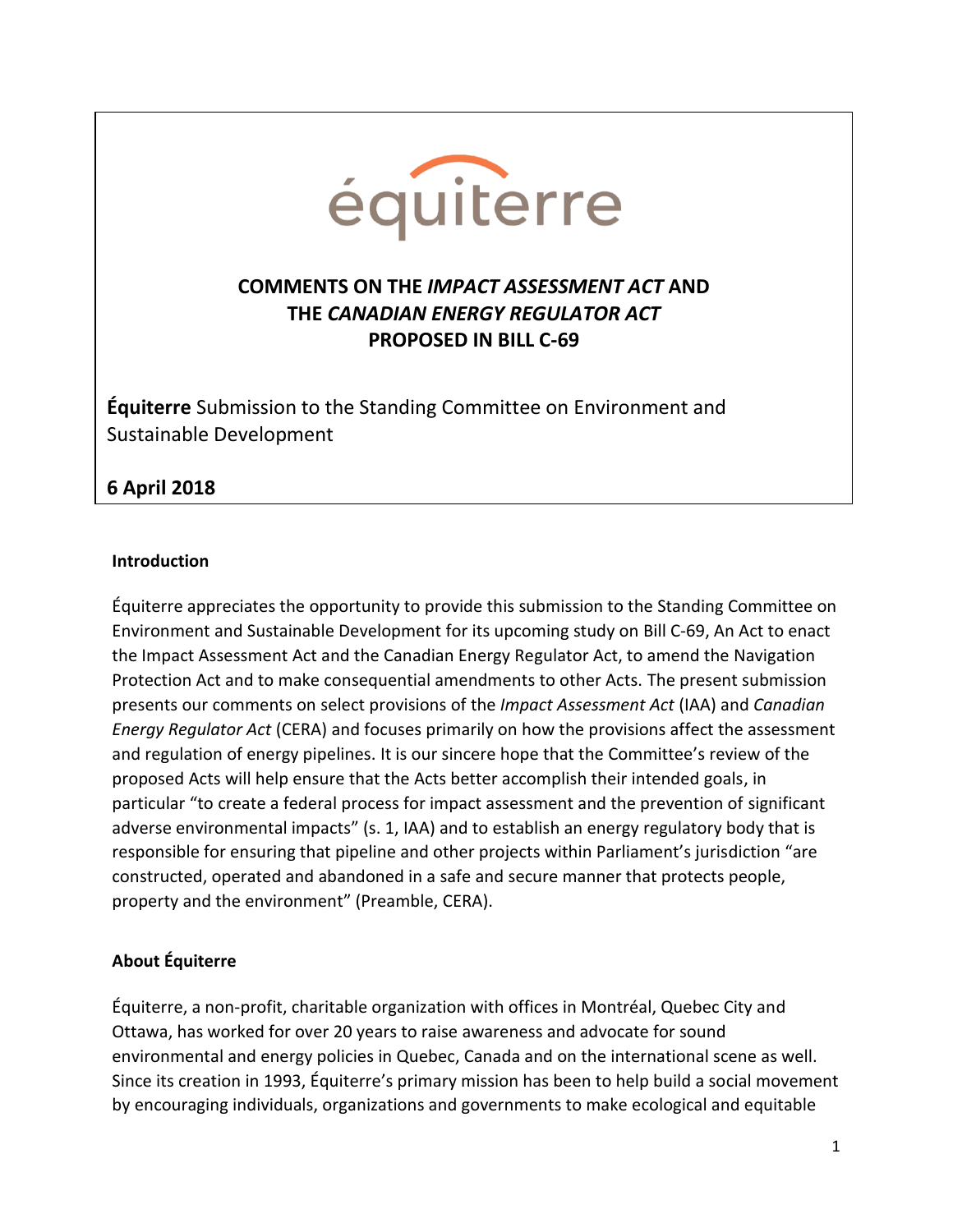équiterre

# COMMENTS ON THE *IMPACT ASSESSMENT ACT* AND THE *CANADIAN ENERGY REGULATOR ACT* PROPOSED IN BILL C-69

**Équiterre** Submission to the Standing Committee on Environment and Sustainable Development

**6 April 2018**

## Introduction

Équiterre appreciates the opportunity to provide this submission to the Standing Committee on Environment and Sustainable Development for its upcoming study on Bill C-69, An Act to enact the Impact Assessment Act and the Canadian Energy Regulator Act, to amend the Navigation Protection Act and to make consequential amendments to other Acts. The present submission presents our comments on select provisions of the *Impact Assessment Act* (IAA) and *Canadian Energy Regulator Act* (CERA) and focuses primarily on how the provisions affect the assessment and regulation of energy pipelines. It is our sincere hope that the Committee's review of the proposed Acts will help ensure that the Acts better accomplish their intended goals, in particular "to create a federal process for impact assessment and the prevention of significant adverse environmental impacts" (s. 1, IAA) and to establish an energy regulatory body that is responsible for ensuring that pipeline and other projects within Parliament's jurisdiction "are constructed, operated and abandoned in a safe and secure manner that protects people, property and the environment" (Preamble, CERA).

## About Équiterre

Équiterre, a non-profit, charitable organization with offices in Montréal, Quebec City and Ottawa, has worked for over 20 years to raise awareness and advocate for sound environmental and energy policies in Quebec, Canada and on the international scene as well. Since its creation in 1993, Équiterre's primary mission has been to help build a social movement by encouraging individuals, organizations and governments to make ecological and equitable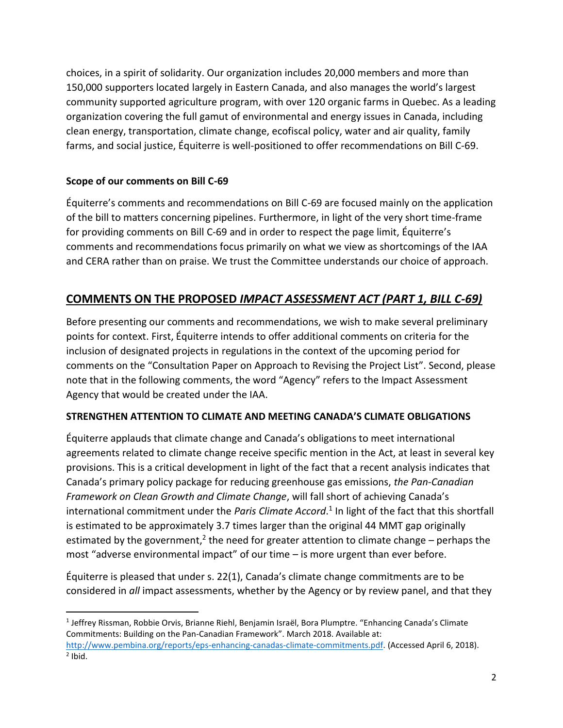choices, in a spirit of solidarity. Our organization includes 20,000 members and more than 150,000 supporters located largely in Eastern Canada, and also manages the world's largest community supported agriculture program, with over 120 organic farms in Quebec. As a leading organization covering the full gamut of environmental and energy issues in Canada, including clean energy, transportation, climate change, ecofiscal policy, water and air quality, family farms, and social justice, Équiterre is well-positioned to offer recommendations on Bill C-69.

**Scope of our comments on Bill C-69**

Équiterre's comments and recommendations on Bill C-69 are focused mainly on the application of the bill to matters concerning pipelines. Furthermore, in light of the very short time-frame for providing comments on Bill C-69 and in order to respect the page limit, Équiterre's comments and recommendations focus primarily on what we view as shortcomings of the IAA and CERA rather than on praise. We trust the Committee understands our choice of approach.

## COMMENTS ON THE PROPOSED *IMPACT ASSESSMENT ACT (PART 1, BILL C-69)*

Before presenting our comments and recommendations, we wish to make several preliminary points for context. First, Équiterre intends to offer additional comments on criteria for the inclusion of designated projects in regulations in the context of the upcoming period for comments on the "Consultation Paper on Approach to Revising the Project List". Second, please note that in the following comments, the word "Agency" refers to the Impact Assessment Agency that would be created under the IAA.

**STRENGTHEN ATTENTION TO CLIMATE AND MEETING CANADA'S CLIMATE OBLIGATIONS**

Équiterre applauds that climate change and Canada's obligations to meet international agreements related to climate change receive specific mention in the Act, at least in several key provisions. This is a critical development in light of the fact that a recent analysis indicates that Canada's primary policy package for reducing greenhouse gas emissions, *the Pan-Canadian Framework on Clean Growth and Climate Change*, will fall short of achieving Canada's international commitment under the *Paris Climate Accord*.[1] In light of the fact that this shortfall is estimated to be approximately 3.7 times larger than the original 44 MMT gap originally estimated by the government,[2] the need for greater attention to climate change – perhaps the most "adverse environmental impact" of our time – is more urgent than ever before.

Équiterre is pleased that under s. 22(1), Canada's climate change commitments are to be considered in *all* impact assessments, whether by the Agency or by review panel, and that they

---

[1] Jeffrey Rissman, Robbie Orvis, Brianne Riehl, Benjamin Israël, Bora Plumptre. "Enhancing Canada's Climate Commitments: Building on the Pan-Canadian Framework". March 2018. Available at: http://www.pembina.org/reports/eps-enhancing-canadas-climate-commitments.pdf. (Accessed April 6, 2018).

[2] Ibid.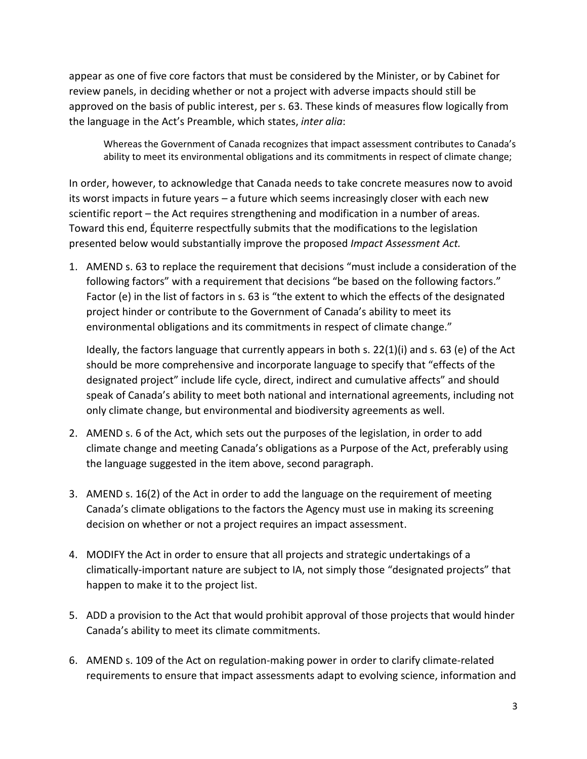appear as one of five core factors that must be considered by the Minister, or by Cabinet for review panels, in deciding whether or not a project with adverse impacts should still be approved on the basis of public interest, per s. 63. These kinds of measures flow logically from the language in the Act's Preamble, which states, *inter alia*:

> Whereas the Government of Canada recognizes that impact assessment contributes to Canada's ability to meet its environmental obligations and its commitments in respect of climate change;

In order, however, to acknowledge that Canada needs to take concrete measures now to avoid its worst impacts in future years – a future which seems increasingly closer with each new scientific report – the Act requires strengthening and modification in a number of areas. Toward this end, Équiterre respectfully submits that the modifications to the legislation presented below would substantially improve the proposed *Impact Assessment Act.*

1. AMEND s. 63 to replace the requirement that decisions "must include a consideration of the following factors" with a requirement that decisions "be based on the following factors." Factor (e) in the list of factors in s. 63 is "the extent to which the effects of the designated project hinder or contribute to the Government of Canada's ability to meet its environmental obligations and its commitments in respect of climate change."

   Ideally, the factors language that currently appears in both s. 22(1)(i) and s. 63 (e) of the Act should be more comprehensive and incorporate language to specify that "effects of the designated project" include life cycle, direct, indirect and cumulative affects" and should speak of Canada's ability to meet both national and international agreements, including not only climate change, but environmental and biodiversity agreements as well.

2. AMEND s. 6 of the Act, which sets out the purposes of the legislation, in order to add climate change and meeting Canada's obligations as a Purpose of the Act, preferably using the language suggested in the item above, second paragraph.

3. AMEND s. 16(2) of the Act in order to add the language on the requirement of meeting Canada's climate obligations to the factors the Agency must use in making its screening decision on whether or not a project requires an impact assessment.

4. MODIFY the Act in order to ensure that all projects and strategic undertakings of a climatically-important nature are subject to IA, not simply those "designated projects" that happen to make it to the project list.

5. ADD a provision to the Act that would prohibit approval of those projects that would hinder Canada's ability to meet its climate commitments.

6. AMEND s. 109 of the Act on regulation-making power in order to clarify climate-related requirements to ensure that impact assessments adapt to evolving science, information and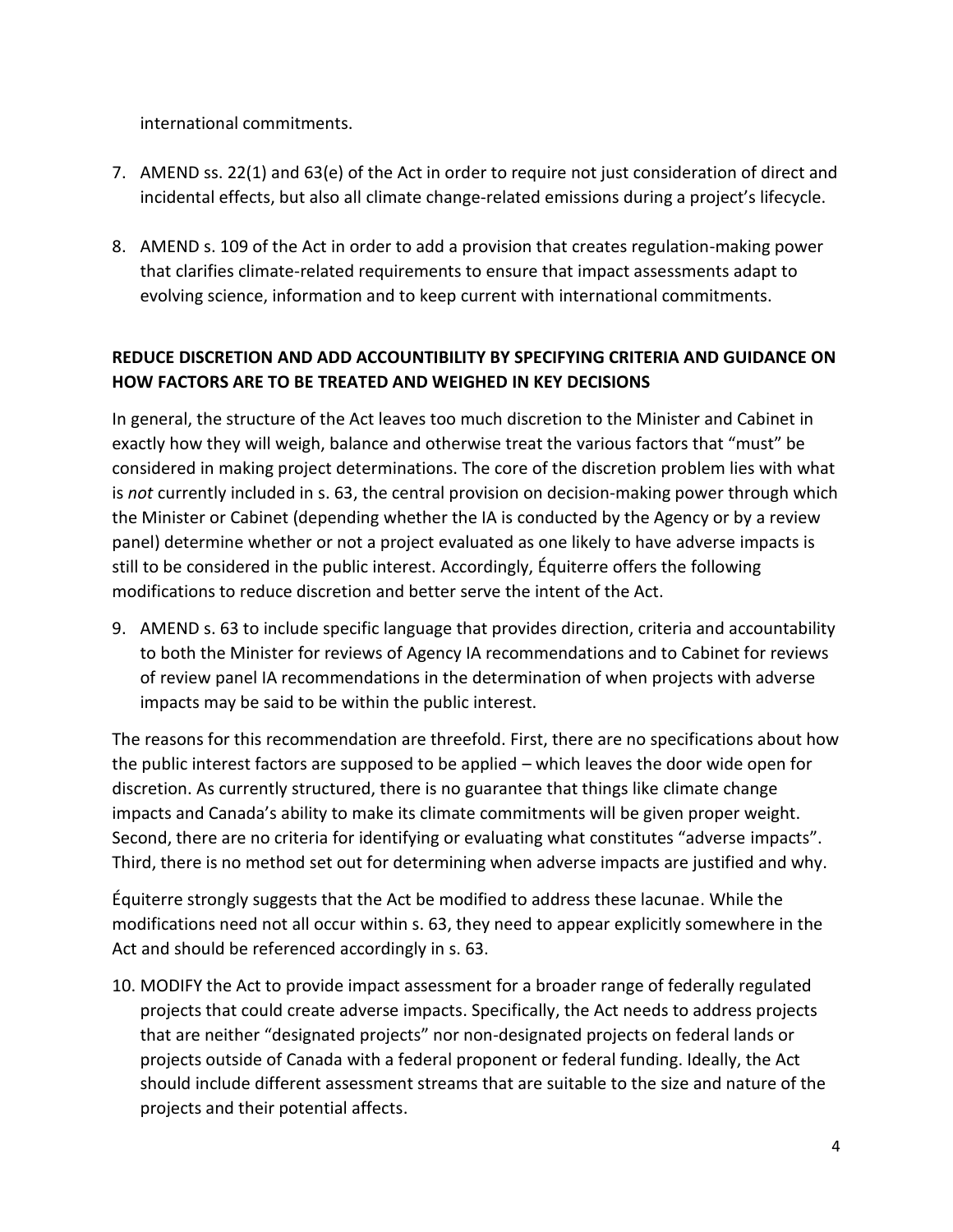international commitments.

7. AMEND ss. 22(1) and 63(e) of the Act in order to require not just consideration of direct and incidental effects, but also all climate change-related emissions during a project's lifecycle.

8. AMEND s. 109 of the Act in order to add a provision that creates regulation-making power that clarifies climate-related requirements to ensure that impact assessments adapt to evolving science, information and to keep current with international commitments.

**REDUCE DISCRETION AND ADD ACCOUNTIBILITY BY SPECIFYING CRITERIA AND GUIDANCE ON HOW FACTORS ARE TO BE TREATED AND WEIGHED IN KEY DECISIONS**

In general, the structure of the Act leaves too much discretion to the Minister and Cabinet in exactly how they will weigh, balance and otherwise treat the various factors that "must" be considered in making project determinations. The core of the discretion problem lies with what is *not* currently included in s. 63, the central provision on decision-making power through which the Minister or Cabinet (depending whether the IA is conducted by the Agency or by a review panel) determine whether or not a project evaluated as one likely to have adverse impacts is still to be considered in the public interest. Accordingly, Équiterre offers the following modifications to reduce discretion and better serve the intent of the Act.

9. AMEND s. 63 to include specific language that provides direction, criteria and accountability to both the Minister for reviews of Agency IA recommendations and to Cabinet for reviews of review panel IA recommendations in the determination of when projects with adverse impacts may be said to be within the public interest.

The reasons for this recommendation are threefold. First, there are no specifications about how the public interest factors are supposed to be applied – which leaves the door wide open for discretion. As currently structured, there is no guarantee that things like climate change impacts and Canada's ability to make its climate commitments will be given proper weight. Second, there are no criteria for identifying or evaluating what constitutes "adverse impacts". Third, there is no method set out for determining when adverse impacts are justified and why.

Équiterre strongly suggests that the Act be modified to address these lacunae. While the modifications need not all occur within s. 63, they need to appear explicitly somewhere in the Act and should be referenced accordingly in s. 63.

10. MODIFY the Act to provide impact assessment for a broader range of federally regulated projects that could create adverse impacts. Specifically, the Act needs to address projects that are neither "designated projects" nor non-designated projects on federal lands or projects outside of Canada with a federal proponent or federal funding. Ideally, the Act should include different assessment streams that are suitable to the size and nature of the projects and their potential affects.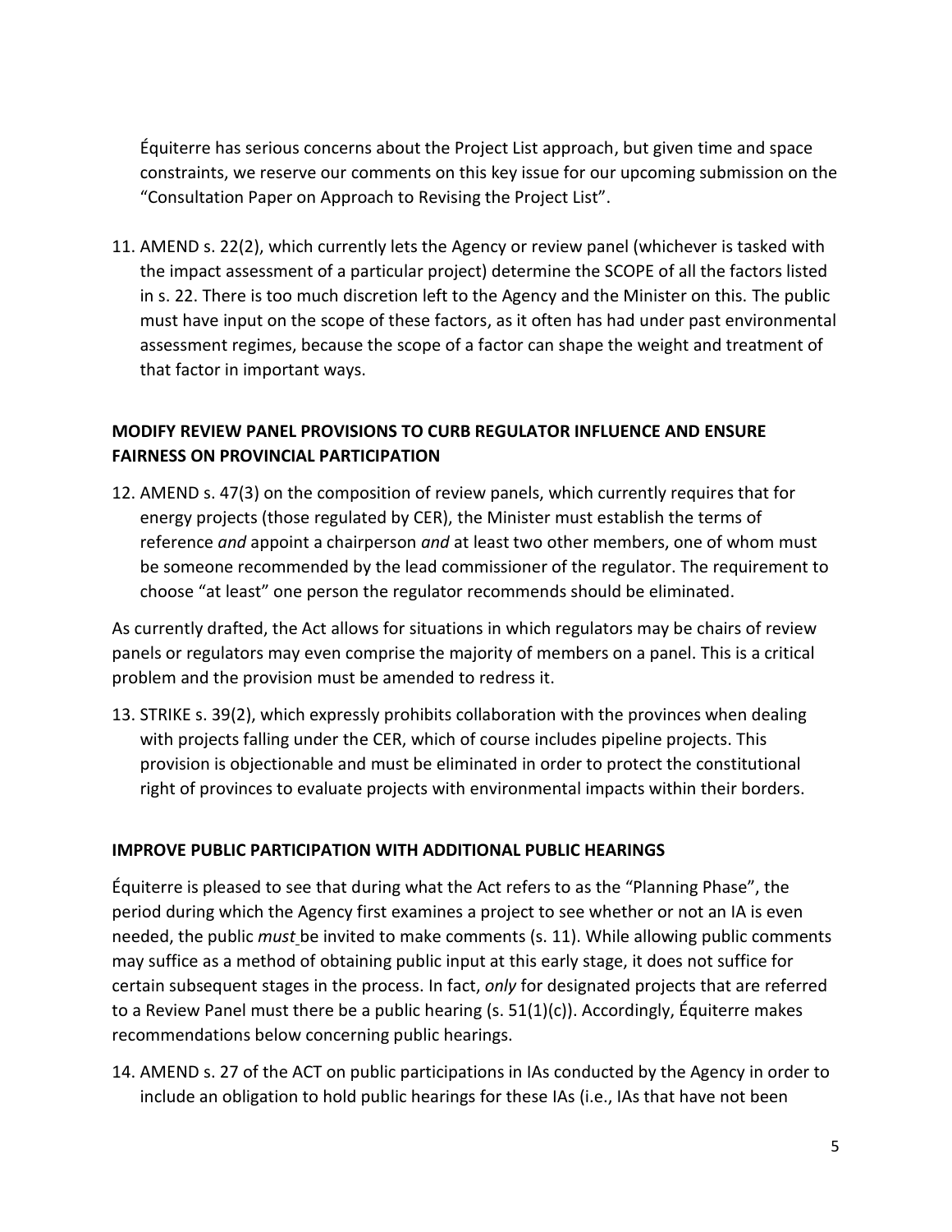Équiterre has serious concerns about the Project List approach, but given time and space constraints, we reserve our comments on this key issue for our upcoming submission on the "Consultation Paper on Approach to Revising the Project List".

11. AMEND s. 22(2), which currently lets the Agency or review panel (whichever is tasked with the impact assessment of a particular project) determine the SCOPE of all the factors listed in s. 22. There is too much discretion left to the Agency and the Minister on this. The public must have input on the scope of these factors, as it often has had under past environmental assessment regimes, because the scope of a factor can shape the weight and treatment of that factor in important ways.

## MODIFY REVIEW PANEL PROVISIONS TO CURB REGULATOR INFLUENCE AND ENSURE FAIRNESS ON PROVINCIAL PARTICIPATION

12. AMEND s. 47(3) on the composition of review panels, which currently requires that for energy projects (those regulated by CER), the Minister must establish the terms of reference *and* appoint a chairperson *and* at least two other members, one of whom must be someone recommended by the lead commissioner of the regulator. The requirement to choose "at least" one person the regulator recommends should be eliminated.

As currently drafted, the Act allows for situations in which regulators may be chairs of review panels or regulators may even comprise the majority of members on a panel. This is a critical problem and the provision must be amended to redress it.

13. STRIKE s. 39(2), which expressly prohibits collaboration with the provinces when dealing with projects falling under the CER, which of course includes pipeline projects. This provision is objectionable and must be eliminated in order to protect the constitutional right of provinces to evaluate projects with environmental impacts within their borders.

## IMPROVE PUBLIC PARTICIPATION WITH ADDITIONAL PUBLIC HEARINGS

Équiterre is pleased to see that during what the Act refers to as the "Planning Phase", the period during which the Agency first examines a project to see whether or not an IA is even needed, the public *must* be invited to make comments (s. 11). While allowing public comments may suffice as a method of obtaining public input at this early stage, it does not suffice for certain subsequent stages in the process. In fact, *only* for designated projects that are referred to a Review Panel must there be a public hearing (s. 51(1)(c)). Accordingly, Équiterre makes recommendations below concerning public hearings.

14. AMEND s. 27 of the ACT on public participations in IAs conducted by the Agency in order to include an obligation to hold public hearings for these IAs (i.e., IAs that have not been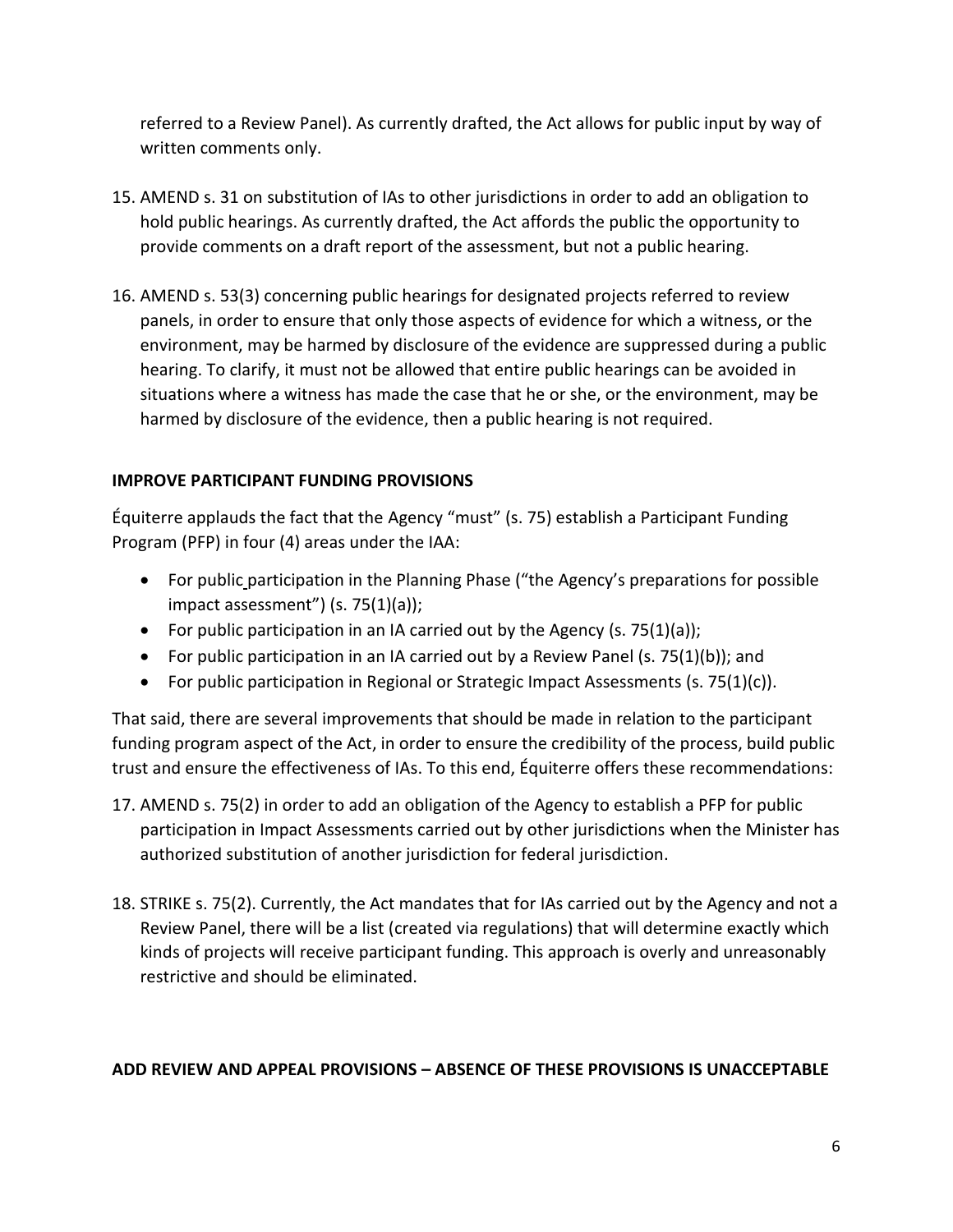referred to a Review Panel). As currently drafted, the Act allows for public input by way of written comments only.

15. AMEND s. 31 on substitution of IAs to other jurisdictions in order to add an obligation to hold public hearings. As currently drafted, the Act affords the public the opportunity to provide comments on a draft report of the assessment, but not a public hearing.

16. AMEND s. 53(3) concerning public hearings for designated projects referred to review panels, in order to ensure that only those aspects of evidence for which a witness, or the environment, may be harmed by disclosure of the evidence are suppressed during a public hearing. To clarify, it must not be allowed that entire public hearings can be avoided in situations where a witness has made the case that he or she, or the environment, may be harmed by disclosure of the evidence, then a public hearing is not required.

**IMPROVE PARTICIPANT FUNDING PROVISIONS**

Équiterre applauds the fact that the Agency "must" (s. 75) establish a Participant Funding Program (PFP) in four (4) areas under the IAA:

- For public participation in the Planning Phase ("the Agency's preparations for possible impact assessment") (s. 75(1)(a));
- For public participation in an IA carried out by the Agency (s. 75(1)(a));
- For public participation in an IA carried out by a Review Panel (s. 75(1)(b)); and
- For public participation in Regional or Strategic Impact Assessments (s. 75(1)(c)).

That said, there are several improvements that should be made in relation to the participant funding program aspect of the Act, in order to ensure the credibility of the process, build public trust and ensure the effectiveness of IAs. To this end, Équiterre offers these recommendations:

17. AMEND s. 75(2) in order to add an obligation of the Agency to establish a PFP for public participation in Impact Assessments carried out by other jurisdictions when the Minister has authorized substitution of another jurisdiction for federal jurisdiction.

18. STRIKE s. 75(2). Currently, the Act mandates that for IAs carried out by the Agency and not a Review Panel, there will be a list (created via regulations) that will determine exactly which kinds of projects will receive participant funding. This approach is overly and unreasonably restrictive and should be eliminated.

**ADD REVIEW AND APPEAL PROVISIONS – ABSENCE OF THESE PROVISIONS IS UNACCEPTABLE**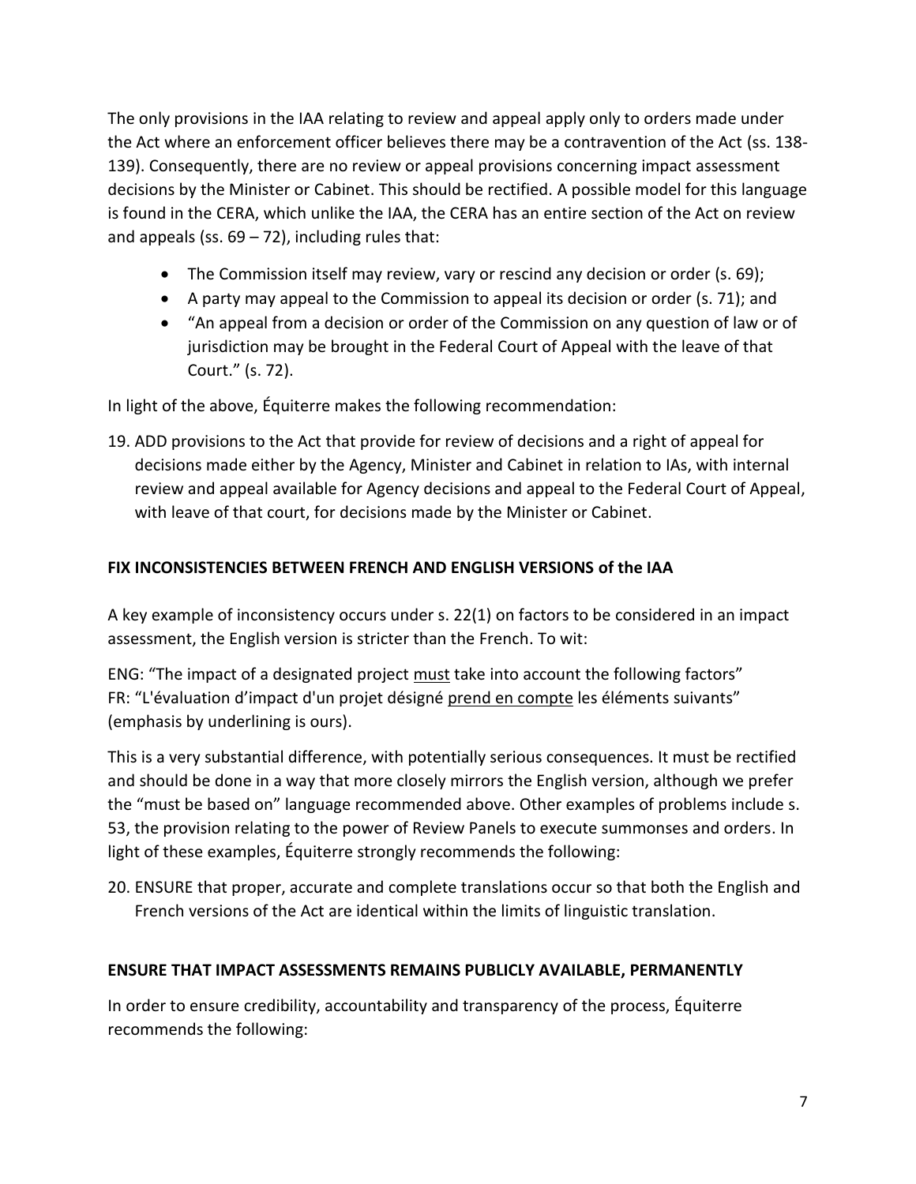The only provisions in the IAA relating to review and appeal apply only to orders made under the Act where an enforcement officer believes there may be a contravention of the Act (ss. 138-139). Consequently, there are no review or appeal provisions concerning impact assessment decisions by the Minister or Cabinet. This should be rectified. A possible model for this language is found in the CERA, which unlike the IAA, the CERA has an entire section of the Act on review and appeals (ss. 69 – 72), including rules that:

- The Commission itself may review, vary or rescind any decision or order (s. 69);
- A party may appeal to the Commission to appeal its decision or order (s. 71); and
- "An appeal from a decision or order of the Commission on any question of law or of jurisdiction may be brought in the Federal Court of Appeal with the leave of that Court." (s. 72).

In light of the above, Équiterre makes the following recommendation:

19. ADD provisions to the Act that provide for review of decisions and a right of appeal for decisions made either by the Agency, Minister and Cabinet in relation to IAs, with internal review and appeal available for Agency decisions and appeal to the Federal Court of Appeal, with leave of that court, for decisions made by the Minister or Cabinet.

**FIX INCONSISTENCIES BETWEEN FRENCH AND ENGLISH VERSIONS of the IAA**

A key example of inconsistency occurs under s. 22(1) on factors to be considered in an impact assessment, the English version is stricter than the French. To wit:

ENG: "The impact of a designated project <u>must</u> take into account the following factors"
FR: "L'évaluation d'impact d'un projet désigné <u>prend en compte</u> les éléments suivants" (emphasis by underlining is ours).

This is a very substantial difference, with potentially serious consequences. It must be rectified and should be done in a way that more closely mirrors the English version, although we prefer the "must be based on" language recommended above. Other examples of problems include s. 53, the provision relating to the power of Review Panels to execute summonses and orders. In light of these examples, Équiterre strongly recommends the following:

20. ENSURE that proper, accurate and complete translations occur so that both the English and French versions of the Act are identical within the limits of linguistic translation.

**ENSURE THAT IMPACT ASSESSMENTS REMAINS PUBLICLY AVAILABLE, PERMANENTLY**

In order to ensure credibility, accountability and transparency of the process, Équiterre recommends the following: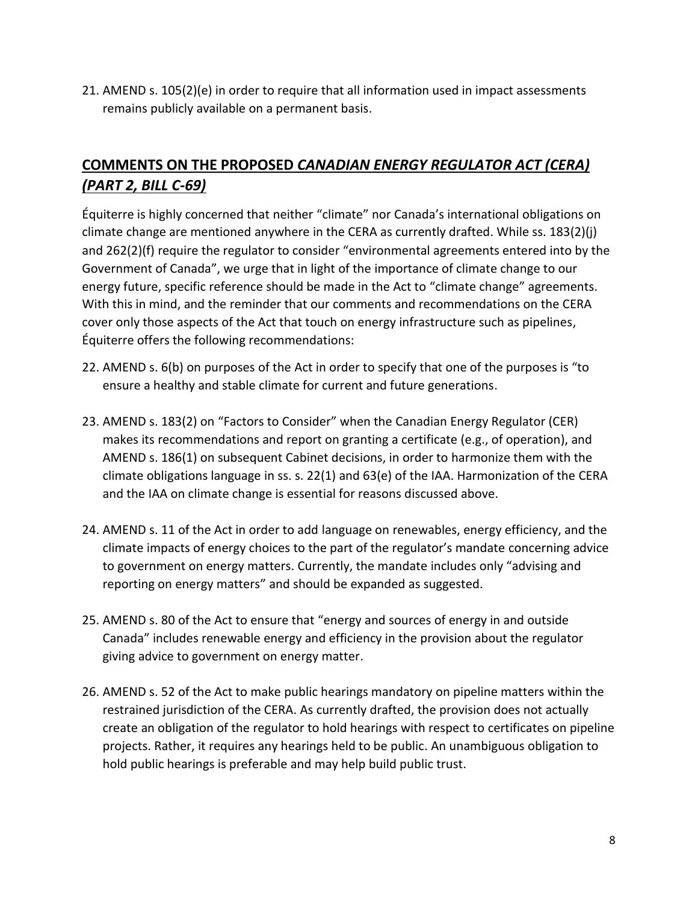21. AMEND s. 105(2)(e) in order to require that all information used in impact assessments remains publicly available on a permanent basis.

## COMMENTS ON THE PROPOSED *CANADIAN ENERGY REGULATOR ACT (CERA) (PART 2, BILL C-69)*

Équiterre is highly concerned that neither "climate" nor Canada's international obligations on climate change are mentioned anywhere in the CERA as currently drafted. While ss. 183(2)(j) and 262(2)(f) require the regulator to consider "environmental agreements entered into by the Government of Canada", we urge that in light of the importance of climate change to our energy future, specific reference should be made in the Act to "climate change" agreements. With this in mind, and the reminder that our comments and recommendations on the CERA cover only those aspects of the Act that touch on energy infrastructure such as pipelines, Équiterre offers the following recommendations:

22. AMEND s. 6(b) on purposes of the Act in order to specify that one of the purposes is "to ensure a healthy and stable climate for current and future generations.

23. AMEND s. 183(2) on "Factors to Consider" when the Canadian Energy Regulator (CER) makes its recommendations and report on granting a certificate (e.g., of operation), and AMEND s. 186(1) on subsequent Cabinet decisions, in order to harmonize them with the climate obligations language in ss. s. 22(1) and 63(e) of the IAA. Harmonization of the CERA and the IAA on climate change is essential for reasons discussed above.

24. AMEND s. 11 of the Act in order to add language on renewables, energy efficiency, and the climate impacts of energy choices to the part of the regulator's mandate concerning advice to government on energy matters. Currently, the mandate includes only "advising and reporting on energy matters" and should be expanded as suggested.

25. AMEND s. 80 of the Act to ensure that "energy and sources of energy in and outside Canada" includes renewable energy and efficiency in the provision about the regulator giving advice to government on energy matter.

26. AMEND s. 52 of the Act to make public hearings mandatory on pipeline matters within the restrained jurisdiction of the CERA. As currently drafted, the provision does not actually create an obligation of the regulator to hold hearings with respect to certificates on pipeline projects. Rather, it requires any hearings held to be public. An unambiguous obligation to hold public hearings is preferable and may help build public trust.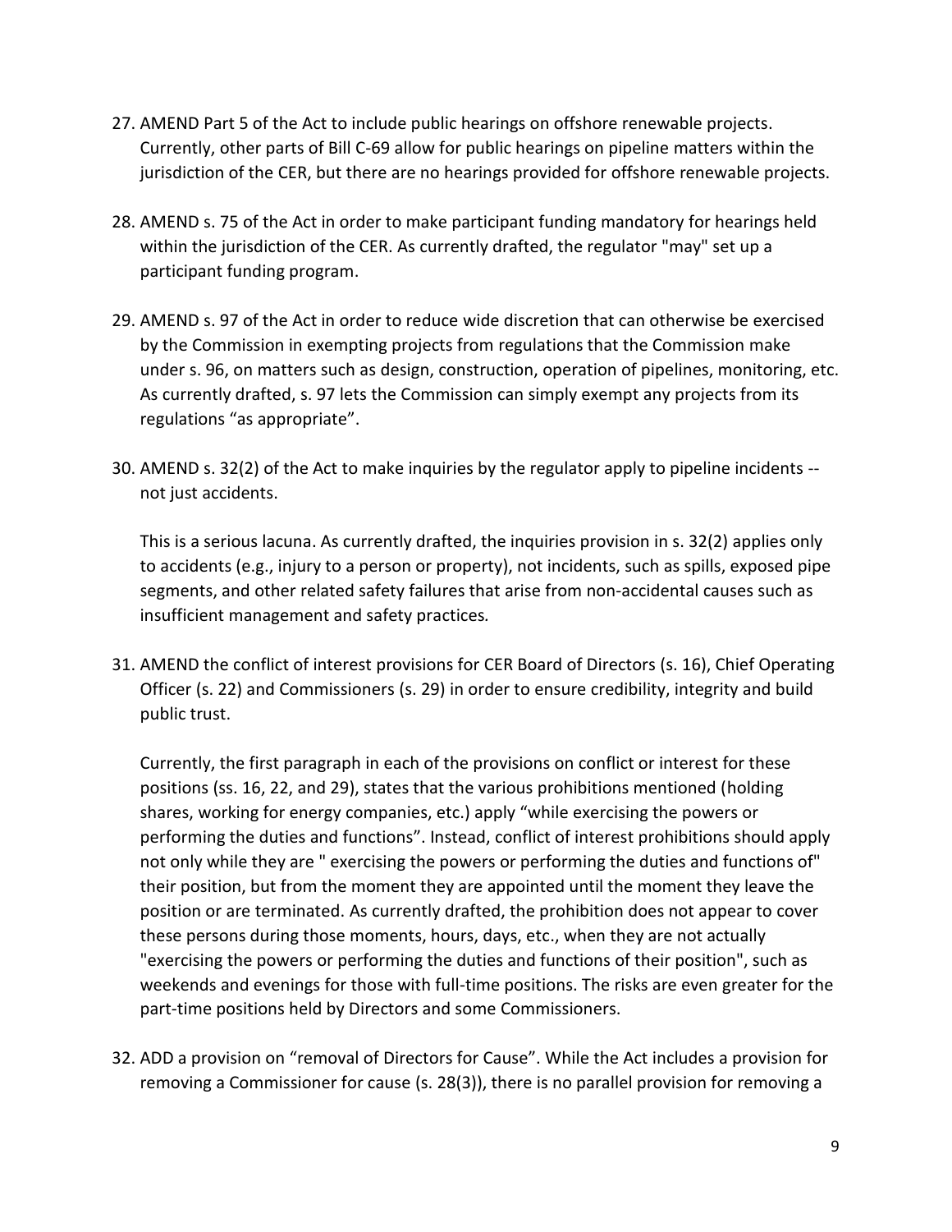27. AMEND Part 5 of the Act to include public hearings on offshore renewable projects. Currently, other parts of Bill C-69 allow for public hearings on pipeline matters within the jurisdiction of the CER, but there are no hearings provided for offshore renewable projects.

28. AMEND s. 75 of the Act in order to make participant funding mandatory for hearings held within the jurisdiction of the CER. As currently drafted, the regulator "may" set up a participant funding program.

29. AMEND s. 97 of the Act in order to reduce wide discretion that can otherwise be exercised by the Commission in exempting projects from regulations that the Commission make under s. 96, on matters such as design, construction, operation of pipelines, monitoring, etc. As currently drafted, s. 97 lets the Commission can simply exempt any projects from its regulations "as appropriate".

30. AMEND s. 32(2) of the Act to make inquiries by the regulator apply to pipeline incidents -- not just accidents.

    This is a serious lacuna. As currently drafted, the inquiries provision in s. 32(2) applies only to accidents (e.g., injury to a person or property), not incidents, such as spills, exposed pipe segments, and other related safety failures that arise from non-accidental causes such as insufficient management and safety practices.

31. AMEND the conflict of interest provisions for CER Board of Directors (s. 16), Chief Operating Officer (s. 22) and Commissioners (s. 29) in order to ensure credibility, integrity and build public trust.

    Currently, the first paragraph in each of the provisions on conflict or interest for these positions (ss. 16, 22, and 29), states that the various prohibitions mentioned (holding shares, working for energy companies, etc.) apply "while exercising the powers or performing the duties and functions". Instead, conflict of interest prohibitions should apply not only while they are " exercising the powers or performing the duties and functions of" their position, but from the moment they are appointed until the moment they leave the position or are terminated. As currently drafted, the prohibition does not appear to cover these persons during those moments, hours, days, etc., when they are not actually "exercising the powers or performing the duties and functions of their position", such as weekends and evenings for those with full-time positions. The risks are even greater for the part-time positions held by Directors and some Commissioners.

32. ADD a provision on "removal of Directors for Cause". While the Act includes a provision for removing a Commissioner for cause (s. 28(3)), there is no parallel provision for removing a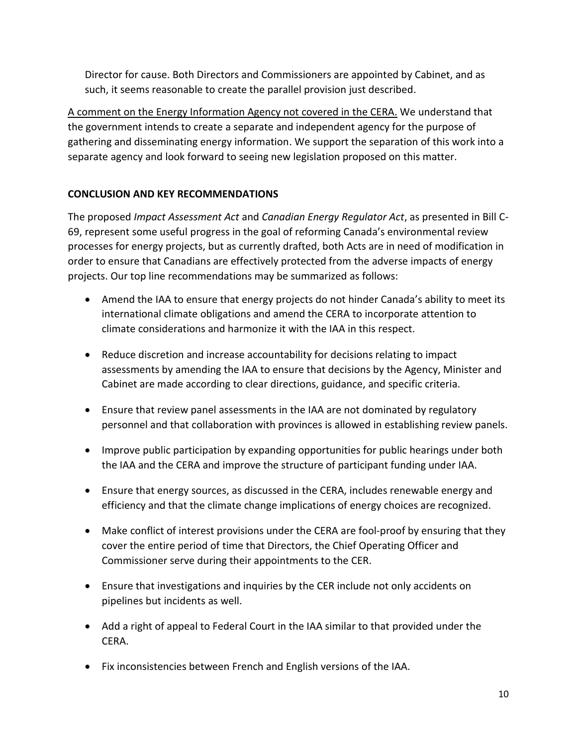Director for cause. Both Directors and Commissioners are appointed by Cabinet, and as such, it seems reasonable to create the parallel provision just described.

<u>A comment on the Energy Information Agency not covered in the CERA.</u> We understand that the government intends to create a separate and independent agency for the purpose of gathering and disseminating energy information. We support the separation of this work into a separate agency and look forward to seeing new legislation proposed on this matter.

**CONCLUSION AND KEY RECOMMENDATIONS**

The proposed *Impact Assessment Act* and *Canadian Energy Regulator Act*, as presented in Bill C-69, represent some useful progress in the goal of reforming Canada's environmental review processes for energy projects, but as currently drafted, both Acts are in need of modification in order to ensure that Canadians are effectively protected from the adverse impacts of energy projects. Our top line recommendations may be summarized as follows:

- Amend the IAA to ensure that energy projects do not hinder Canada's ability to meet its international climate obligations and amend the CERA to incorporate attention to climate considerations and harmonize it with the IAA in this respect.
- Reduce discretion and increase accountability for decisions relating to impact assessments by amending the IAA to ensure that decisions by the Agency, Minister and Cabinet are made according to clear directions, guidance, and specific criteria.
- Ensure that review panel assessments in the IAA are not dominated by regulatory personnel and that collaboration with provinces is allowed in establishing review panels.
- Improve public participation by expanding opportunities for public hearings under both the IAA and the CERA and improve the structure of participant funding under IAA.
- Ensure that energy sources, as discussed in the CERA, includes renewable energy and efficiency and that the climate change implications of energy choices are recognized.
- Make conflict of interest provisions under the CERA are fool-proof by ensuring that they cover the entire period of time that Directors, the Chief Operating Officer and Commissioner serve during their appointments to the CER.
- Ensure that investigations and inquiries by the CER include not only accidents on pipelines but incidents as well.
- Add a right of appeal to Federal Court in the IAA similar to that provided under the CERA.
- Fix inconsistencies between French and English versions of the IAA.